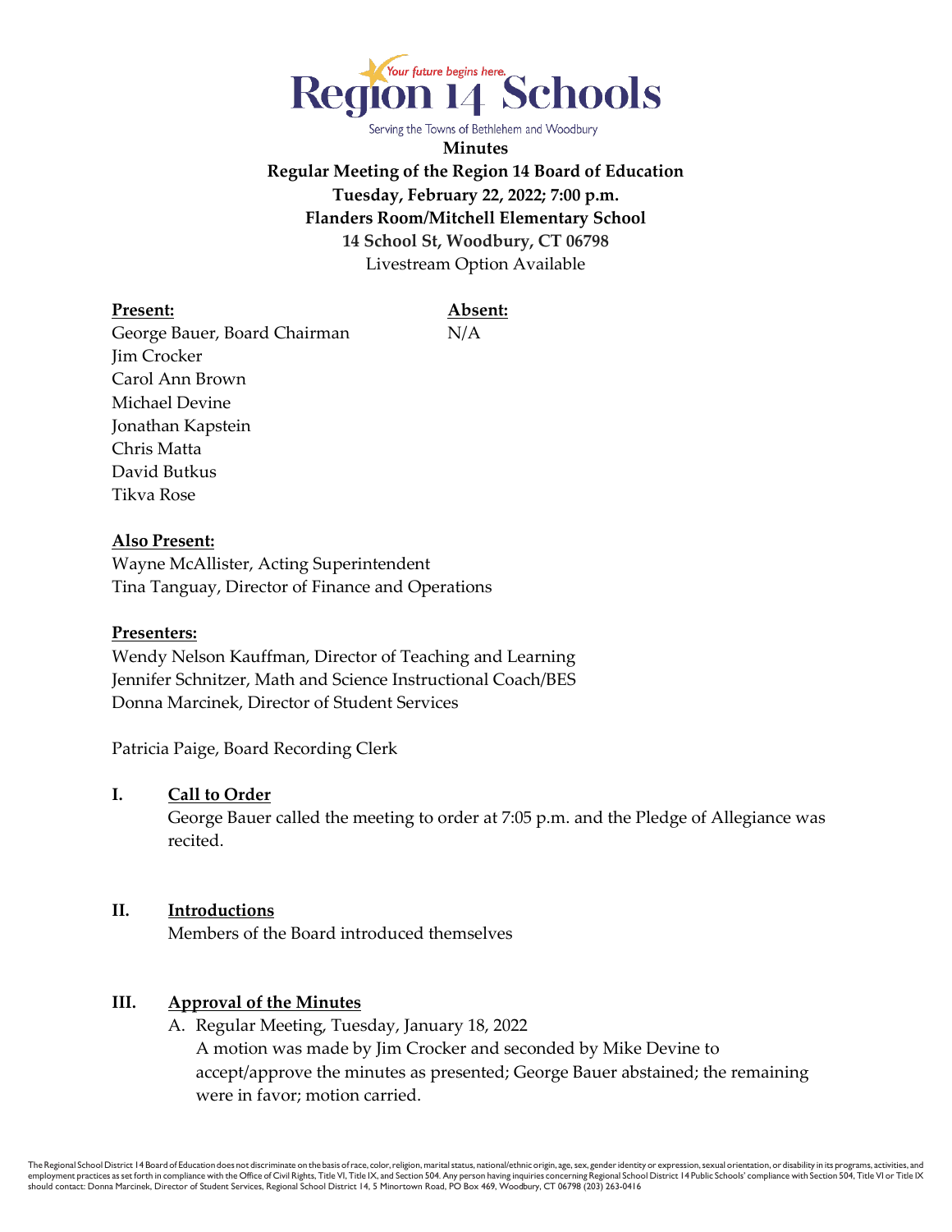# Region 14 Schools

Serving the Towns of Bethlehem and Woodbury

**Minutes**

**Regular Meeting of the Region 14 Board of Education**

**Tuesday, February 22, 2022; 7:00 p.m.**

**Flanders Room/Mitchell Elementary School**

**14 School St, Woodbury, CT 06798**

Livestream Option Available

| **Present:** | **Absent:** |
|---|---|
| George Bauer, Board Chairman | N/A |
| Jim Crocker | |
| Carol Ann Brown | |
| Michael Devine | |
| Jonathan Kapstein | |
| Chris Matta | |
| David Butkus | |
| Tikva Rose | |

**Also Present:**

Wayne McAllister, Acting Superintendent
Tina Tanguay, Director of Finance and Operations

**Presenters:**

Wendy Nelson Kauffman, Director of Teaching and Learning
Jennifer Schnitzer, Math and Science Instructional Coach/BES
Donna Marcinek, Director of Student Services

Patricia Paige, Board Recording Clerk

## I. Call to Order

George Bauer called the meeting to order at 7:05 p.m. and the Pledge of Allegiance was recited.

## II. Introductions

Members of the Board introduced themselves

## III. Approval of the Minutes

A. Regular Meeting, Tuesday, January 18, 2022
A motion was made by Jim Crocker and seconded by Mike Devine to accept/approve the minutes as presented; George Bauer abstained; the remaining were in favor; motion carried.

The Regional School District 14 Board of Education does not discriminate on the basis of race, color, religion, marital status, national/ethnic origin, age, sex, gender identity or expression, sexual orientation, or disability in its programs, activities, and employment practices as set forth in compliance with the Office of Civil Rights, Title VI, Title IX, and Section 504. Any person having inquiries concerning Regional School District 14 Public Schools' compliance with Section 504, Title VI or Title IX should contact: Donna Marcinek, Director of Student Services, Regional School District 14, 5 Minortown Road, PO Box 469, Woodbury, CT 06798 (203) 263-0416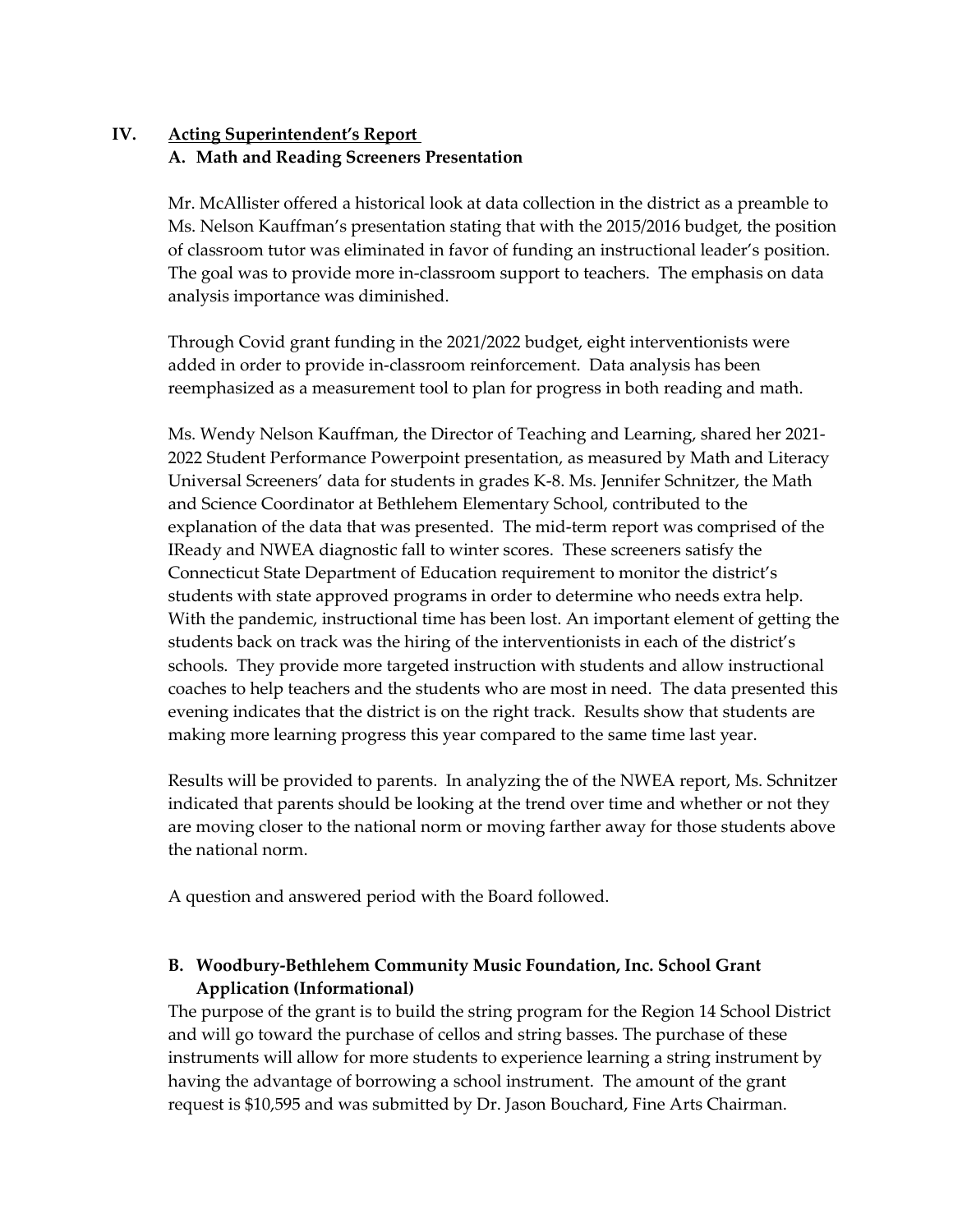## IV. Acting Superintendent's Report

### A. Math and Reading Screeners Presentation

Mr. McAllister offered a historical look at data collection in the district as a preamble to Ms. Nelson Kauffman's presentation stating that with the 2015/2016 budget, the position of classroom tutor was eliminated in favor of funding an instructional leader's position. The goal was to provide more in-classroom support to teachers. The emphasis on data analysis importance was diminished.

Through Covid grant funding in the 2021/2022 budget, eight interventionists were added in order to provide in-classroom reinforcement. Data analysis has been reemphasized as a measurement tool to plan for progress in both reading and math.

Ms. Wendy Nelson Kauffman, the Director of Teaching and Learning, shared her 2021-2022 Student Performance Powerpoint presentation, as measured by Math and Literacy Universal Screeners' data for students in grades K-8. Ms. Jennifer Schnitzer, the Math and Science Coordinator at Bethlehem Elementary School, contributed to the explanation of the data that was presented. The mid-term report was comprised of the IReady and NWEA diagnostic fall to winter scores. These screeners satisfy the Connecticut State Department of Education requirement to monitor the district's students with state approved programs in order to determine who needs extra help. With the pandemic, instructional time has been lost. An important element of getting the students back on track was the hiring of the interventionists in each of the district's schools. They provide more targeted instruction with students and allow instructional coaches to help teachers and the students who are most in need. The data presented this evening indicates that the district is on the right track. Results show that students are making more learning progress this year compared to the same time last year.

Results will be provided to parents. In analyzing the of the NWEA report, Ms. Schnitzer indicated that parents should be looking at the trend over time and whether or not they are moving closer to the national norm or moving farther away for those students above the national norm.

A question and answered period with the Board followed.

### B. Woodbury-Bethlehem Community Music Foundation, Inc. School Grant Application (Informational)

The purpose of the grant is to build the string program for the Region 14 School District and will go toward the purchase of cellos and string basses. The purchase of these instruments will allow for more students to experience learning a string instrument by having the advantage of borrowing a school instrument. The amount of the grant request is $10,595 and was submitted by Dr. Jason Bouchard, Fine Arts Chairman.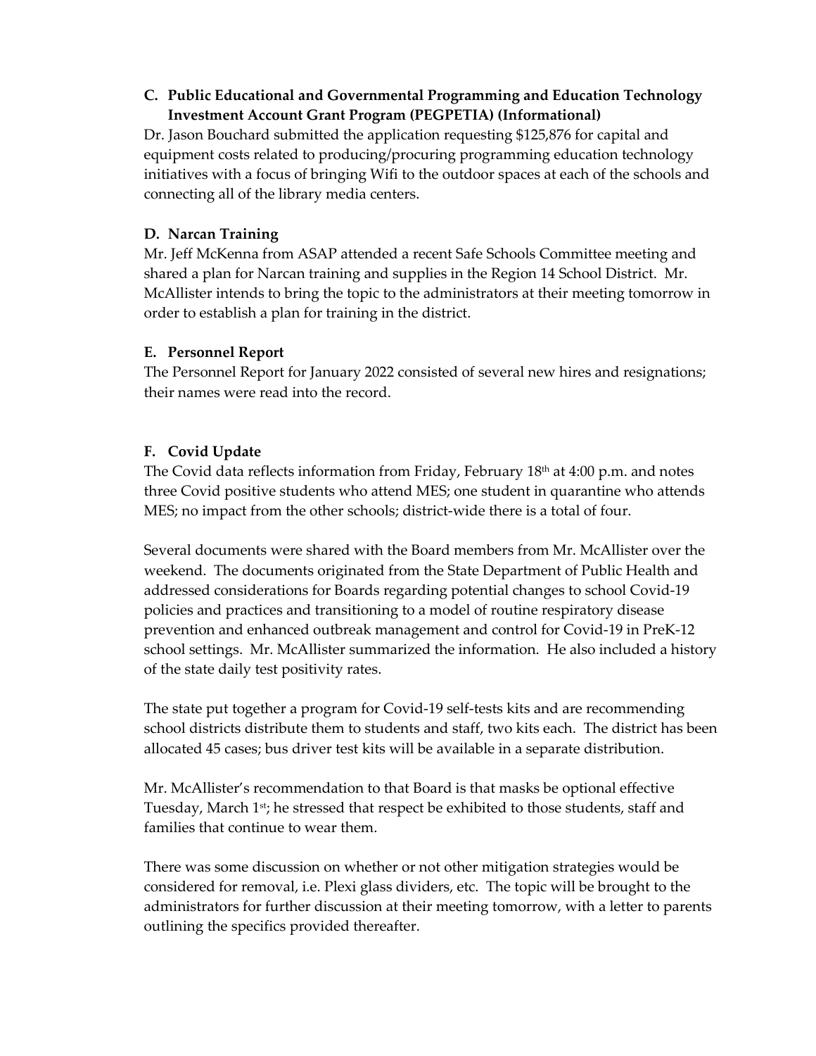### C. Public Educational and Governmental Programming and Education Technology Investment Account Grant Program (PEGPETIA) (Informational)

Dr. Jason Bouchard submitted the application requesting $125,876 for capital and equipment costs related to producing/procuring programming education technology initiatives with a focus of bringing Wifi to the outdoor spaces at each of the schools and connecting all of the library media centers.

### D. Narcan Training

Mr. Jeff McKenna from ASAP attended a recent Safe Schools Committee meeting and shared a plan for Narcan training and supplies in the Region 14 School District. Mr. McAllister intends to bring the topic to the administrators at their meeting tomorrow in order to establish a plan for training in the district.

### E. Personnel Report

The Personnel Report for January 2022 consisted of several new hires and resignations; their names were read into the record.

### F. Covid Update

The Covid data reflects information from Friday, February 18th at 4:00 p.m. and notes three Covid positive students who attend MES; one student in quarantine who attends MES; no impact from the other schools; district-wide there is a total of four.

Several documents were shared with the Board members from Mr. McAllister over the weekend. The documents originated from the State Department of Public Health and addressed considerations for Boards regarding potential changes to school Covid-19 policies and practices and transitioning to a model of routine respiratory disease prevention and enhanced outbreak management and control for Covid-19 in PreK-12 school settings. Mr. McAllister summarized the information. He also included a history of the state daily test positivity rates.

The state put together a program for Covid-19 self-tests kits and are recommending school districts distribute them to students and staff, two kits each. The district has been allocated 45 cases; bus driver test kits will be available in a separate distribution.

Mr. McAllister's recommendation to that Board is that masks be optional effective Tuesday, March 1st; he stressed that respect be exhibited to those students, staff and families that continue to wear them.

There was some discussion on whether or not other mitigation strategies would be considered for removal, i.e. Plexi glass dividers, etc. The topic will be brought to the administrators for further discussion at their meeting tomorrow, with a letter to parents outlining the specifics provided thereafter.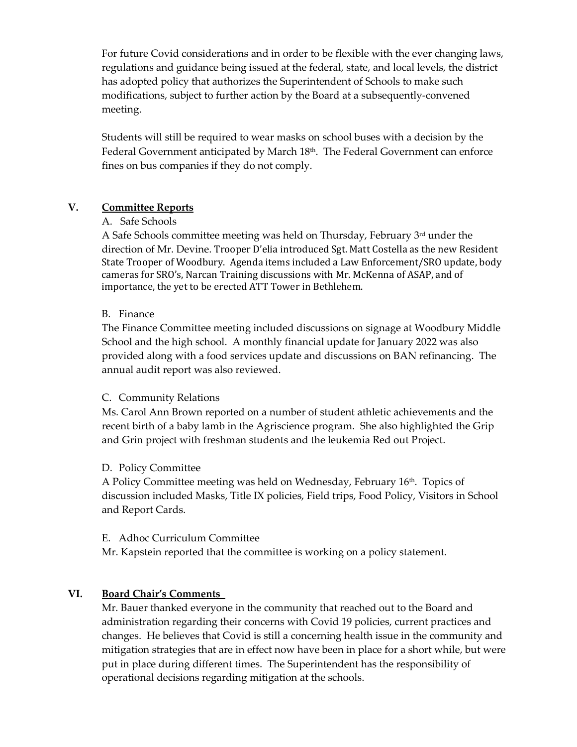For future Covid considerations and in order to be flexible with the ever changing laws, regulations and guidance being issued at the federal, state, and local levels, the district has adopted policy that authorizes the Superintendent of Schools to make such modifications, subject to further action by the Board at a subsequently-convened meeting.

Students will still be required to wear masks on school buses with a decision by the Federal Government anticipated by March 18th. The Federal Government can enforce fines on bus companies if they do not comply.

## V. Committee Reports

A. Safe Schools

A Safe Schools committee meeting was held on Thursday, February 3rd under the direction of Mr. Devine. Trooper D'elia introduced Sgt. Matt Costella as the new Resident State Trooper of Woodbury. Agenda items included a Law Enforcement/SRO update, body cameras for SRO's, Narcan Training discussions with Mr. McKenna of ASAP, and of importance, the yet to be erected ATT Tower in Bethlehem.

B. Finance

The Finance Committee meeting included discussions on signage at Woodbury Middle School and the high school. A monthly financial update for January 2022 was also provided along with a food services update and discussions on BAN refinancing. The annual audit report was also reviewed.

C. Community Relations

Ms. Carol Ann Brown reported on a number of student athletic achievements and the recent birth of a baby lamb in the Agriscience program. She also highlighted the Grip and Grin project with freshman students and the leukemia Red out Project.

D. Policy Committee

A Policy Committee meeting was held on Wednesday, February 16th. Topics of discussion included Masks, Title IX policies, Field trips, Food Policy, Visitors in School and Report Cards.

E. Adhoc Curriculum Committee

Mr. Kapstein reported that the committee is working on a policy statement.

## VI. Board Chair's Comments

Mr. Bauer thanked everyone in the community that reached out to the Board and administration regarding their concerns with Covid 19 policies, current practices and changes. He believes that Covid is still a concerning health issue in the community and mitigation strategies that are in effect now have been in place for a short while, but were put in place during different times. The Superintendent has the responsibility of operational decisions regarding mitigation at the schools.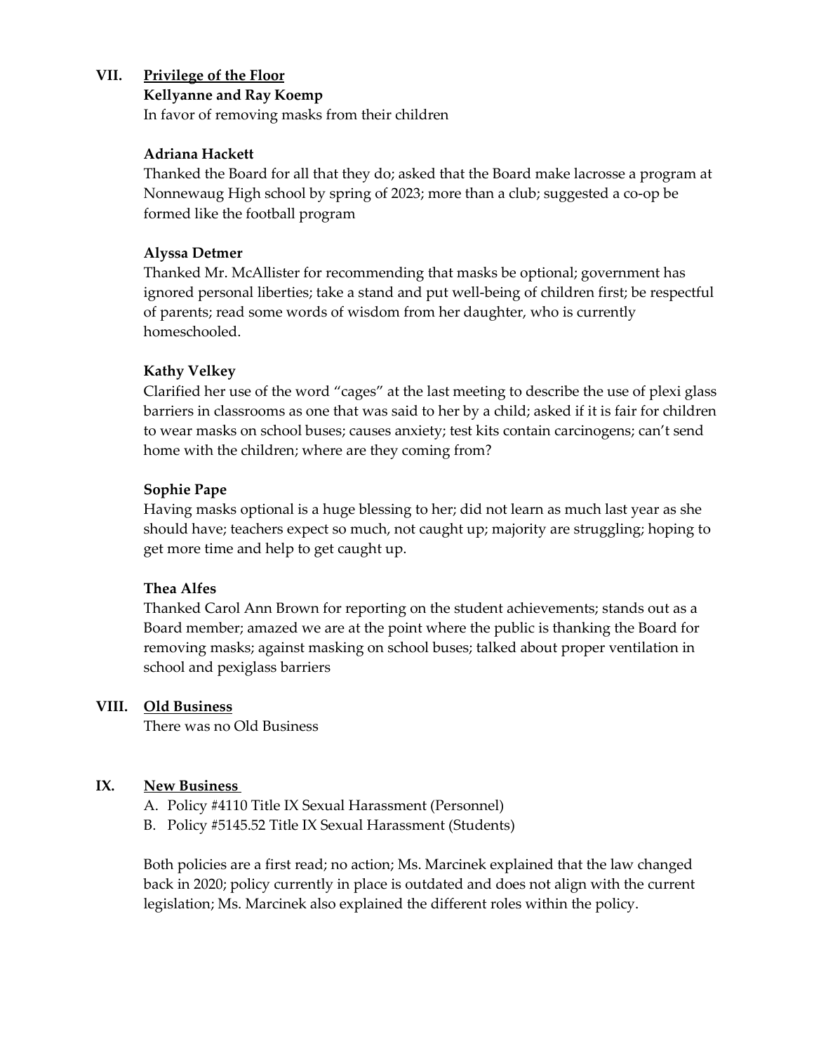## VII. Privilege of the Floor

**Kellyanne and Ray Koemp**
In favor of removing masks from their children

**Adriana Hackett**
Thanked the Board for all that they do; asked that the Board make lacrosse a program at Nonnewaug High school by spring of 2023; more than a club; suggested a co-op be formed like the football program

**Alyssa Detmer**
Thanked Mr. McAllister for recommending that masks be optional; government has ignored personal liberties; take a stand and put well-being of children first; be respectful of parents; read some words of wisdom from her daughter, who is currently homeschooled.

**Kathy Velkey**
Clarified her use of the word "cages" at the last meeting to describe the use of plexi glass barriers in classrooms as one that was said to her by a child; asked if it is fair for children to wear masks on school buses; causes anxiety; test kits contain carcinogens; can't send home with the children; where are they coming from?

**Sophie Pape**
Having masks optional is a huge blessing to her; did not learn as much last year as she should have; teachers expect so much, not caught up; majority are struggling; hoping to get more time and help to get caught up.

**Thea Alfes**
Thanked Carol Ann Brown for reporting on the student achievements; stands out as a Board member; amazed we are at the point where the public is thanking the Board for removing masks; against masking on school buses; talked about proper ventilation in school and pexiglass barriers

## VIII. Old Business

There was no Old Business

## IX. New Business

A. Policy #4110 Title IX Sexual Harassment (Personnel)
B. Policy #5145.52 Title IX Sexual Harassment (Students)

Both policies are a first read; no action; Ms. Marcinek explained that the law changed back in 2020; policy currently in place is outdated and does not align with the current legislation; Ms. Marcinek also explained the different roles within the policy.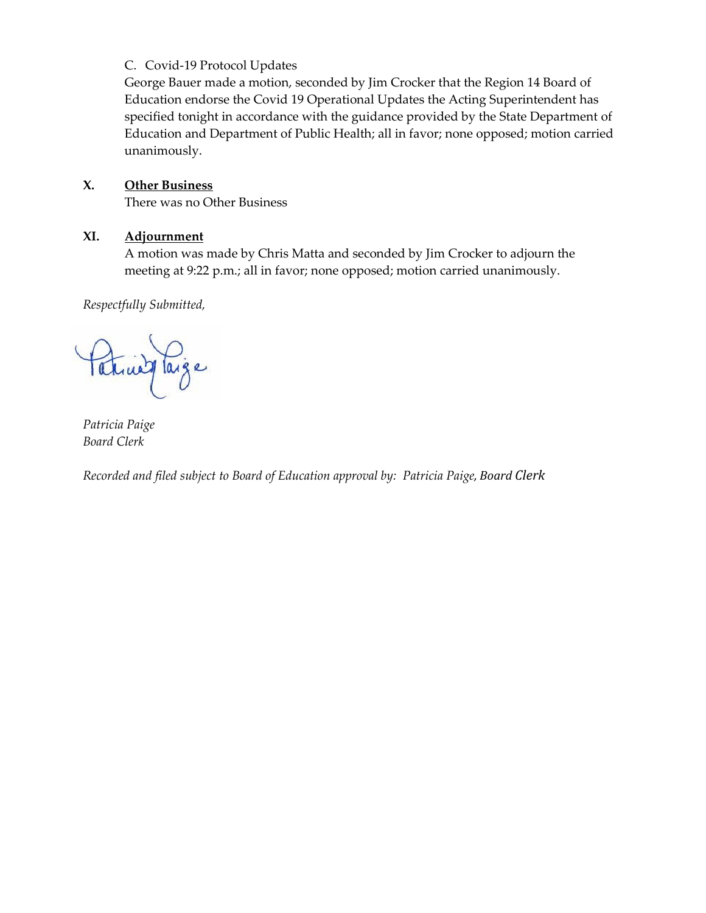C. Covid-19 Protocol Updates

George Bauer made a motion, seconded by Jim Crocker that the Region 14 Board of Education endorse the Covid 19 Operational Updates the Acting Superintendent has specified tonight in accordance with the guidance provided by the State Department of Education and Department of Public Health; all in favor; none opposed; motion carried unanimously.

## X. Other Business

There was no Other Business

## XI. Adjournment

A motion was made by Chris Matta and seconded by Jim Crocker to adjourn the meeting at 9:22 p.m.; all in favor; none opposed; motion carried unanimously.

*Respectfully Submitted,*

*Patricia Paige*
*Board Clerk*

*Recorded and filed subject to Board of Education approval by: Patricia Paige, Board Clerk*